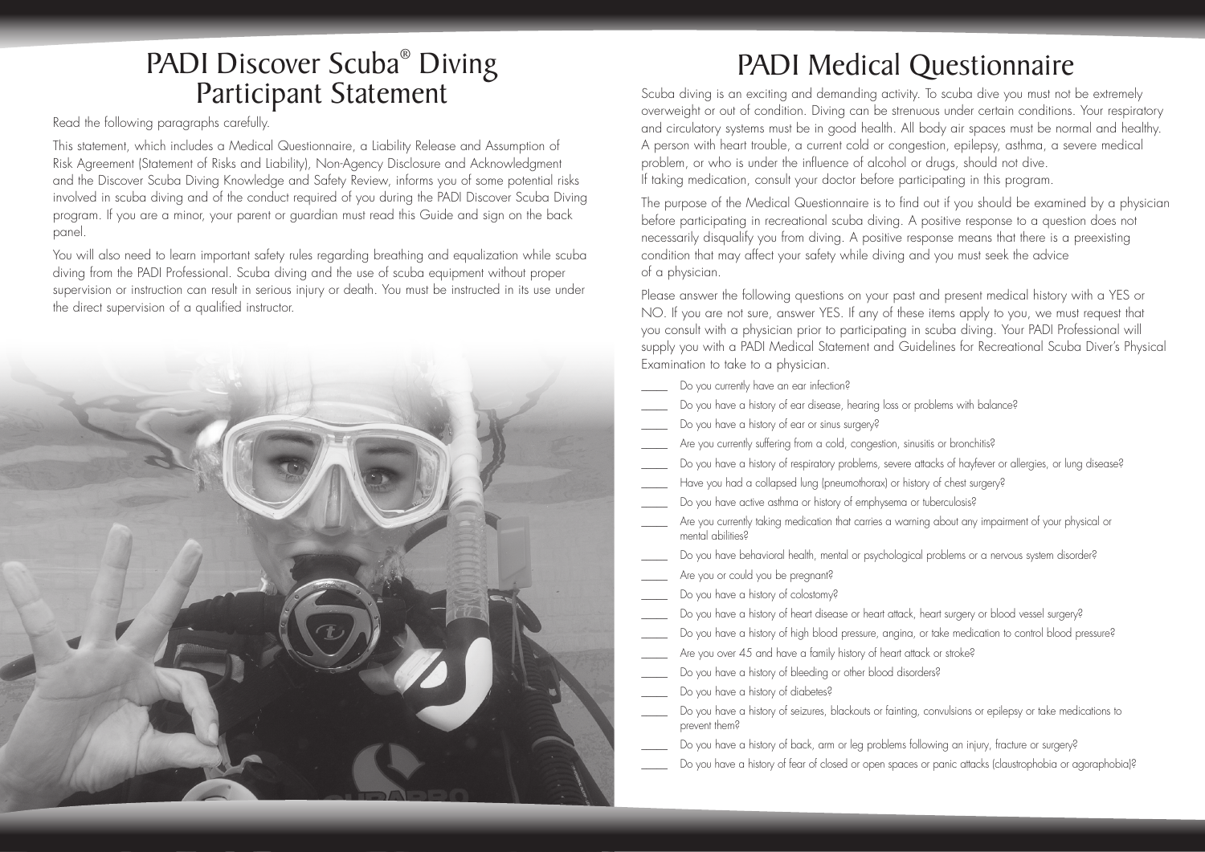# PADI Discover Scuba® Diving Participant Statement

Read the following paragraphs carefully.

This statement, which includes a Medical Questionnaire, a Liability Release and Assumption of Risk Agreement (Statement of Risks and Liability), Non-Agency Disclosure and Acknowledgment and the Discover Scuba Diving Knowledge and Safety Review, informs you of some potential risks involved in scuba diving and of the conduct required of you during the PADI Discover Scuba Diving program. If you are a minor, your parent or guardian must read this Guide and sign on the back panel.

You will also need to learn important safety rules regarding breathing and equalization while scuba diving from the PADI Professional. Scuba diving and the use of scuba equipment without proper supervision or instruction can result in serious injury or death. You must be instructed in its use under the direct supervision of a qualified instructor.

# PADI Medical Questionnaire

Scuba diving is an exciting and demanding activity. To scuba dive you must not be extremely overweight or out of condition. Diving can be strenuous under certain conditions. Your respiratory and circulatory systems must be in good health. All body air spaces must be normal and healthy. A person with heart trouble, a current cold or congestion, epilepsy, asthma, a severe medical problem, or who is under the influence of alcohol or drugs, should not dive.
If taking medication, consult your doctor before participating in this program.

The purpose of the Medical Questionnaire is to find out if you should be examined by a physician before participating in recreational scuba diving. A positive response to a question does not necessarily disqualify you from diving. A positive response means that there is a preexisting condition that may affect your safety while diving and you must seek the advice of a physician.

Please answer the following questions on your past and present medical history with a YES or NO. If you are not sure, answer YES. If any of these items apply to you, we must request that you consult with a physician prior to participating in scuba diving. Your PADI Professional will supply you with a PADI Medical Statement and Guidelines for Recreational Scuba Diver's Physical Examination to take to a physician.

_____ Do you currently have an ear infection?

_____ Do you have a history of ear disease, hearing loss or problems with balance?

_____ Do you have a history of ear or sinus surgery?

_____ Are you currently suffering from a cold, congestion, sinusitis or bronchitis?

_____ Do you have a history of respiratory problems, severe attacks of hayfever or allergies, or lung disease?

_____ Have you had a collapsed lung (pneumothorax) or history of chest surgery?

_____ Do you have active asthma or history of emphysema or tuberculosis?

_____ Are you currently taking medication that carries a warning about any impairment of your physical or mental abilities?

_____ Do you have behavioral health, mental or psychological problems or a nervous system disorder?

_____ Are you or could you be pregnant?

_____ Do you have a history of colostomy?

_____ Do you have a history of heart disease or heart attack, heart surgery or blood vessel surgery?

_____ Do you have a history of high blood pressure, angina, or take medication to control blood pressure?

_____ Are you over 45 and have a family history of heart attack or stroke?

_____ Do you have a history of bleeding or other blood disorders?

_____ Do you have a history of diabetes?

_____ Do you have a history of seizures, blackouts or fainting, convulsions or epilepsy or take medications to prevent them?

_____ Do you have a history of back, arm or leg problems following an injury, fracture or surgery?

_____ Do you have a history of fear of closed or open spaces or panic attacks (claustrophobia or agoraphobia)?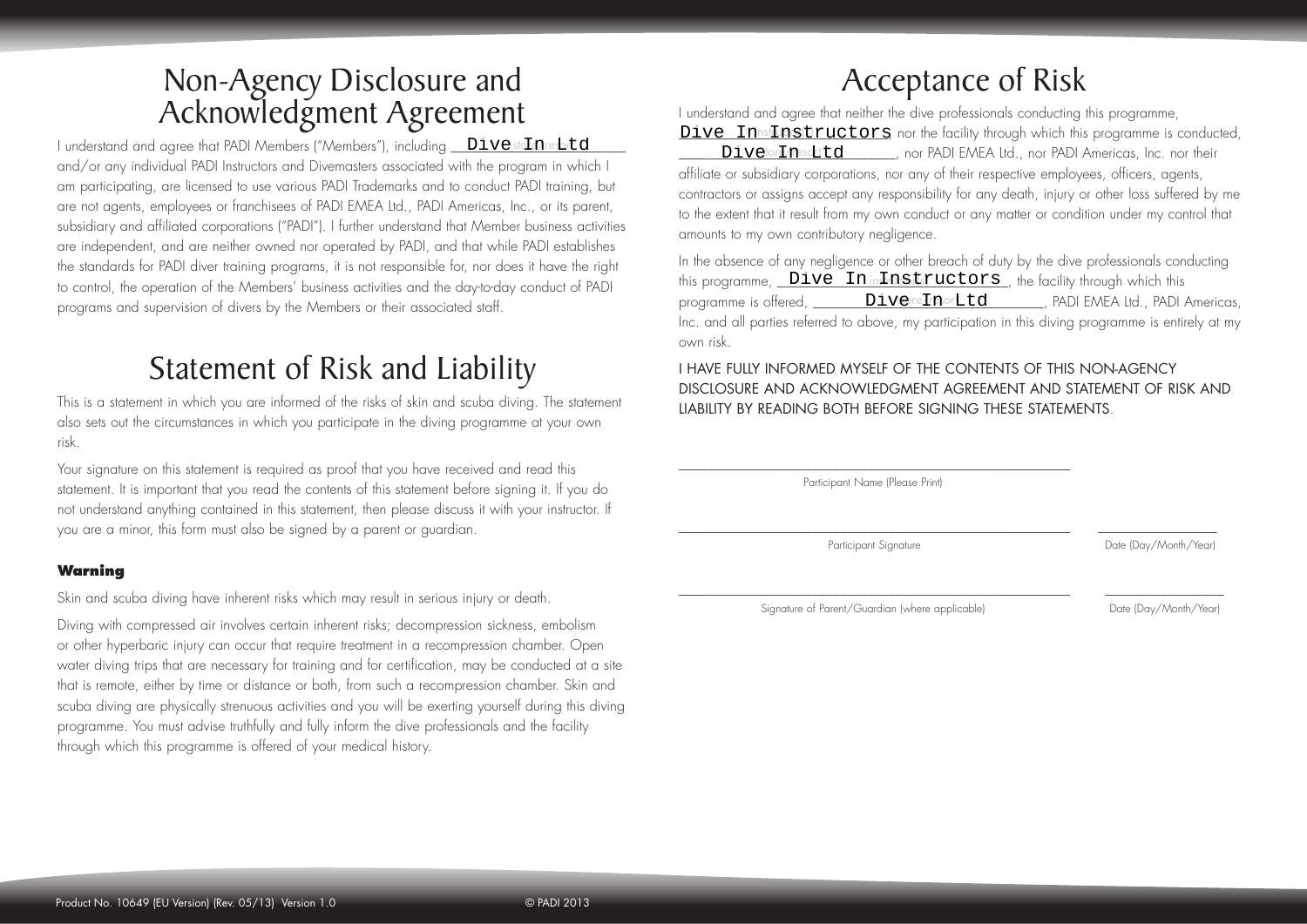# Non-Agency Disclosure and Acknowledgment Agreement

I understand and agree that PADI Members ("Members"), including Dive In Ltd and/or any individual PADI Instructors and Divemasters associated with the program in which I am participating, are licensed to use various PADI Trademarks and to conduct PADI training, but are not agents, employees or franchisees of PADI EMEA Ltd., PADI Americas, Inc., or its parent, subsidiary and affiliated corporations ("PADI"). I further understand that Member business activities are independent, and are neither owned nor operated by PADI, and that while PADI establishes the standards for PADI diver training programs, it is not responsible for, nor does it have the right to control, the operation of the Members' business activities and the day-to-day conduct of PADI programs and supervision of divers by the Members or their associated staff.

# Statement of Risk and Liability

This is a statement in which you are informed of the risks of skin and scuba diving. The statement also sets out the circumstances in which you participate in the diving programme at your own risk.

Your signature on this statement is required as proof that you have received and read this statement. It is important that you read the contents of this statement before signing it. If you do not understand anything contained in this statement, then please discuss it with your instructor. If you are a minor, this form must also be signed by a parent or guardian.

### Warning

Skin and scuba diving have inherent risks which may result in serious injury or death.

Diving with compressed air involves certain inherent risks; decompression sickness, embolism or other hyperbaric injury can occur that require treatment in a recompression chamber. Open water diving trips that are necessary for training and for certification, may be conducted at a site that is remote, either by time or distance or both, from such a recompression chamber. Skin and scuba diving are physically strenuous activities and you will be exerting yourself during this diving programme. You must advise truthfully and fully inform the dive professionals and the facility through which this programme is offered of your medical history.

# Acceptance of Risk

I understand and agree that neither the dive professionals conducting this programme, Dive In Instructors nor the facility through which this programme is conducted, Dive In Ltd, nor PADI EMEA Ltd., nor PADI Americas, Inc. nor their affiliate or subsidiary corporations, nor any of their respective employees, officers, agents, contractors or assigns accept any responsibility for any death, injury or other loss suffered by me to the extent that it result from my own conduct or any matter or condition under my control that amounts to my own contributory negligence.

In the absence of any negligence or other breach of duty by the dive professionals conducting this programme, Dive In Instructors, the facility through which this programme is offered, Dive In Ltd, PADI EMEA Ltd., PADI Americas, Inc. and all parties referred to above, my participation in this diving programme is entirely at my own risk.

I HAVE FULLY INFORMED MYSELF OF THE CONTENTS OF THIS NON-AGENCY DISCLOSURE AND ACKNOWLEDGMENT AGREEMENT AND STATEMENT OF RISK AND LIABILITY BY READING BOTH BEFORE SIGNING THESE STATEMENTS.

______________________________
Participant Name (Please Print)

______________________________ ______________
Participant Signature Date (Day/Month/Year)

______________________________ ______________
Signature of Parent/Guardian (where applicable) Date (Day/Month/Year)

Product No. 10649 (EU Version) (Rev. 05/13) Version 1.0 © PADI 2013